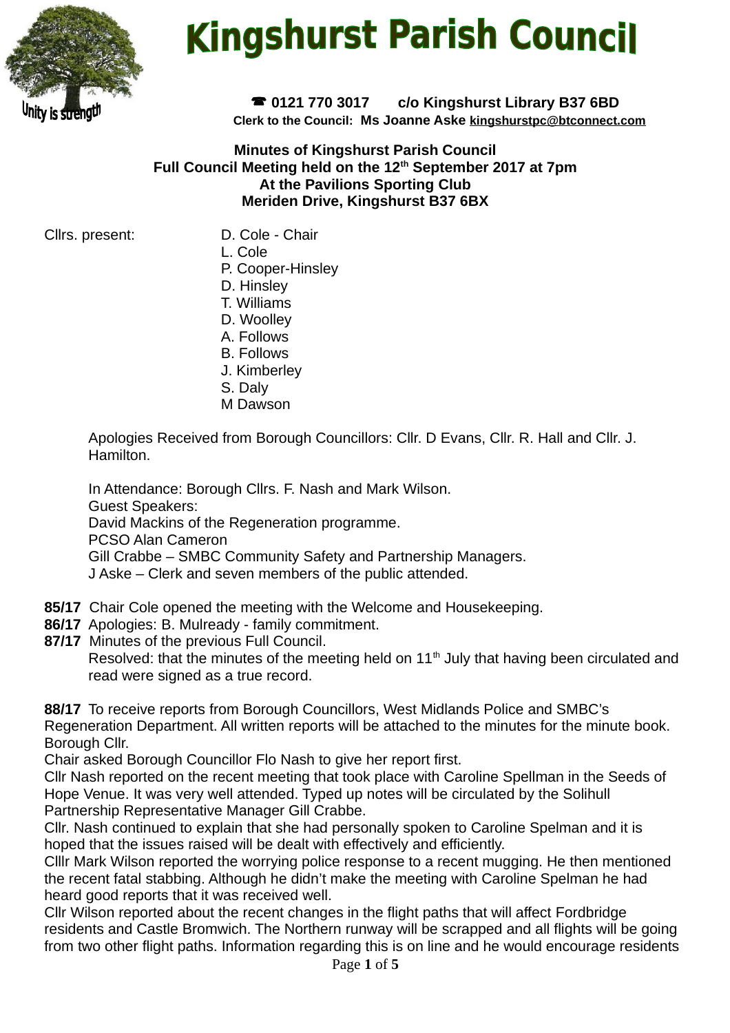# Kingshurst Parish Council

Unity is strength

☎ 0121 770 3017 c/o Kingshurst Library B37 6BD

**Clerk to the Council: Ms Joanne Aske kingshurstpc@btconnect.com**

**Minutes of Kingshurst Parish Council**
**Full Council Meeting held on the 12th September 2017 at 7pm**
**At the Pavilions Sporting Club**
**Meriden Drive, Kingshurst B37 6BX**

Cllrs. present:

- D. Cole - Chair
- L. Cole
- P. Cooper-Hinsley
- D. Hinsley
- T. Williams
- D. Woolley
- A. Follows
- B. Follows
- J. Kimberley
- S. Daly
- M Dawson

Apologies Received from Borough Councillors: Cllr. D Evans, Cllr. R. Hall and Cllr. J. Hamilton.

In Attendance: Borough Cllrs. F. Nash and Mark Wilson.
Guest Speakers:
David Mackins of the Regeneration programme.
PCSO Alan Cameron
Gill Crabbe – SMBC Community Safety and Partnership Managers.
J Aske – Clerk and seven members of the public attended.

**85/17** Chair Cole opened the meeting with the Welcome and Housekeeping.
**86/17** Apologies: B. Mulready - family commitment.
**87/17** Minutes of the previous Full Council.
Resolved: that the minutes of the meeting held on 11th July that having been circulated and read were signed as a true record.

**88/17** To receive reports from Borough Councillors, West Midlands Police and SMBC's Regeneration Department. All written reports will be attached to the minutes for the minute book.
Borough Cllr.
Chair asked Borough Councillor Flo Nash to give her report first.
Cllr Nash reported on the recent meeting that took place with Caroline Spellman in the Seeds of Hope Venue. It was very well attended. Typed up notes will be circulated by the Solihull Partnership Representative Manager Gill Crabbe.
Cllr. Nash continued to explain that she had personally spoken to Caroline Spelman and it is hoped that the issues raised will be dealt with effectively and efficiently.
Clllr Mark Wilson reported the worrying police response to a recent mugging. He then mentioned the recent fatal stabbing. Although he didn't make the meeting with Caroline Spelman he had heard good reports that it was received well.
Cllr Wilson reported about the recent changes in the flight paths that will affect Fordbridge residents and Castle Bromwich. The Northern runway will be scrapped and all flights will be going from two other flight paths. Information regarding this is on line and he would encourage residents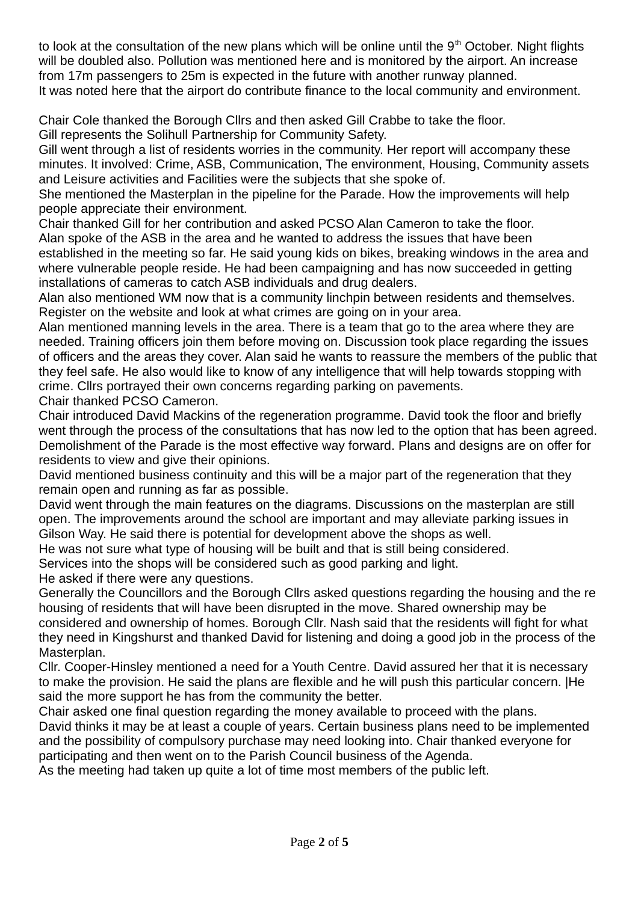to look at the consultation of the new plans which will be online until the 9th October. Night flights will be doubled also. Pollution was mentioned here and is monitored by the airport. An increase from 17m passengers to 25m is expected in the future with another runway planned.
It was noted here that the airport do contribute finance to the local community and environment.

Chair Cole thanked the Borough Cllrs and then asked Gill Crabbe to take the floor.
Gill represents the Solihull Partnership for Community Safety.
Gill went through a list of residents worries in the community. Her report will accompany these minutes. It involved: Crime, ASB, Communication, The environment, Housing, Community assets and Leisure activities and Facilities were the subjects that she spoke of.
She mentioned the Masterplan in the pipeline for the Parade. How the improvements will help people appreciate their environment.
Chair thanked Gill for her contribution and asked PCSO Alan Cameron to take the floor.
Alan spoke of the ASB in the area and he wanted to address the issues that have been established in the meeting so far. He said young kids on bikes, breaking windows in the area and where vulnerable people reside. He had been campaigning and has now succeeded in getting installations of cameras to catch ASB individuals and drug dealers.
Alan also mentioned WM now that is a community linchpin between residents and themselves. Register on the website and look at what crimes are going on in your area.
Alan mentioned manning levels in the area. There is a team that go to the area where they are needed. Training officers join them before moving on. Discussion took place regarding the issues of officers and the areas they cover. Alan said he wants to reassure the members of the public that they feel safe. He also would like to know of any intelligence that will help towards stopping with crime. Cllrs portrayed their own concerns regarding parking on pavements.
Chair thanked PCSO Cameron.
Chair introduced David Mackins of the regeneration programme. David took the floor and briefly went through the process of the consultations that has now led to the option that has been agreed. Demolishment of the Parade is the most effective way forward. Plans and designs are on offer for residents to view and give their opinions.
David mentioned business continuity and this will be a major part of the regeneration that they remain open and running as far as possible.
David went through the main features on the diagrams. Discussions on the masterplan are still open. The improvements around the school are important and may alleviate parking issues in Gilson Way. He said there is potential for development above the shops as well.
He was not sure what type of housing will be built and that is still being considered.
Services into the shops will be considered such as good parking and light.
He asked if there were any questions.
Generally the Councillors and the Borough Cllrs asked questions regarding the housing and the re housing of residents that will have been disrupted in the move. Shared ownership may be considered and ownership of homes. Borough Cllr. Nash said that the residents will fight for what they need in Kingshurst and thanked David for listening and doing a good job in the process of the Masterplan.
Cllr. Cooper-Hinsley mentioned a need for a Youth Centre. David assured her that it is necessary to make the provision. He said the plans are flexible and he will push this particular concern. |He said the more support he has from the community the better.
Chair asked one final question regarding the money available to proceed with the plans.
David thinks it may be at least a couple of years. Certain business plans need to be implemented and the possibility of compulsory purchase may need looking into. Chair thanked everyone for participating and then went on to the Parish Council business of the Agenda.
As the meeting had taken up quite a lot of time most members of the public left.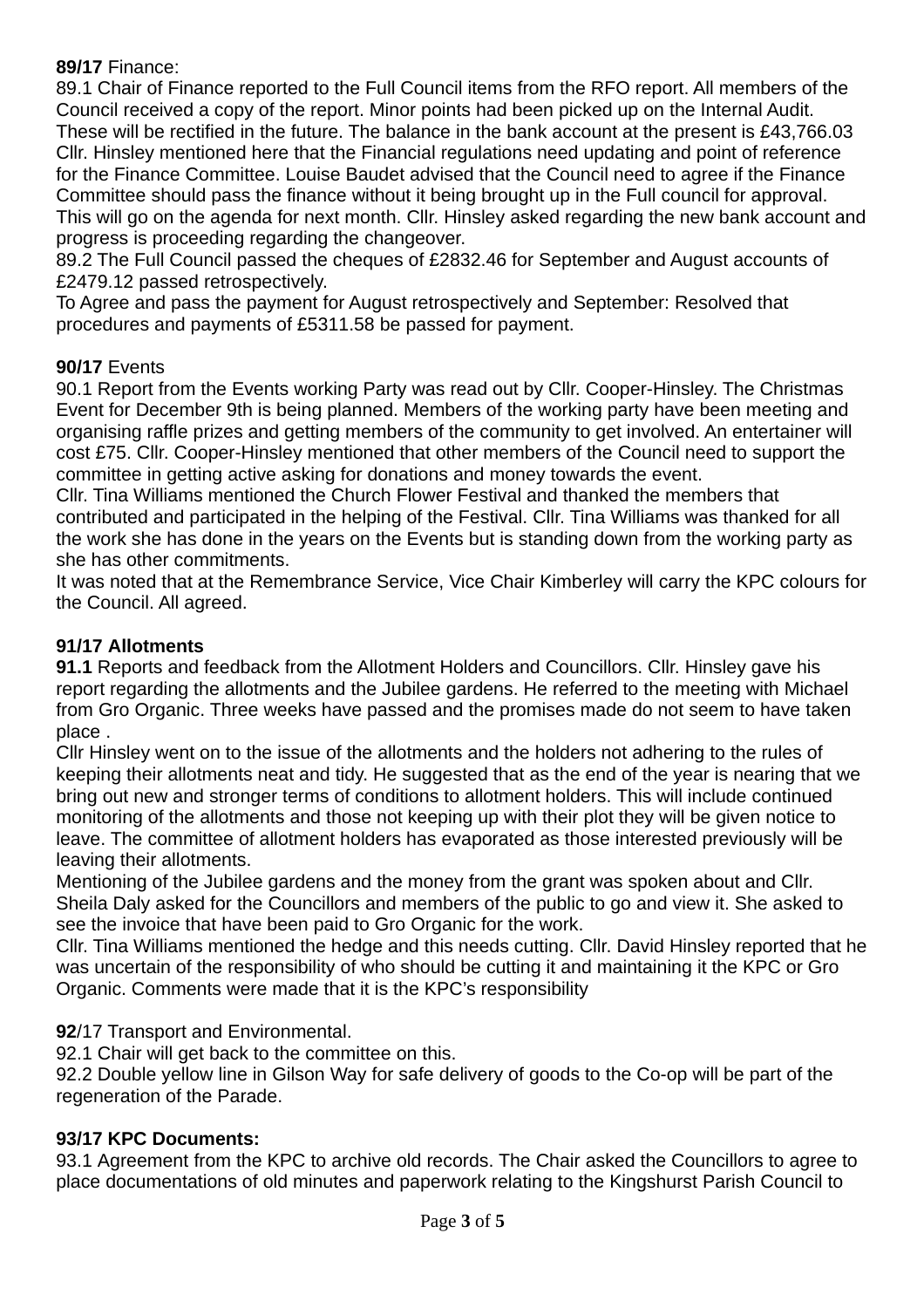**89/17** Finance:

89.1 Chair of Finance reported to the Full Council items from the RFO report. All members of the Council received a copy of the report. Minor points had been picked up on the Internal Audit. These will be rectified in the future. The balance in the bank account at the present is £43,766.03 Cllr. Hinsley mentioned here that the Financial regulations need updating and point of reference for the Finance Committee. Louise Baudet advised that the Council need to agree if the Finance Committee should pass the finance without it being brought up in the Full council for approval. This will go on the agenda for next month. Cllr. Hinsley asked regarding the new bank account and progress is proceeding regarding the changeover.

89.2 The Full Council passed the cheques of £2832.46 for September and August accounts of £2479.12 passed retrospectively.

To Agree and pass the payment for August retrospectively and September: Resolved that procedures and payments of £5311.58 be passed for payment.

**90/17** Events

90.1 Report from the Events working Party was read out by Cllr. Cooper-Hinsley. The Christmas Event for December 9th is being planned. Members of the working party have been meeting and organising raffle prizes and getting members of the community to get involved. An entertainer will cost £75. Cllr. Cooper-Hinsley mentioned that other members of the Council need to support the committee in getting active asking for donations and money towards the event.

Cllr. Tina Williams mentioned the Church Flower Festival and thanked the members that contributed and participated in the helping of the Festival. Cllr. Tina Williams was thanked for all the work she has done in the years on the Events but is standing down from the working party as she has other commitments.

It was noted that at the Remembrance Service, Vice Chair Kimberley will carry the KPC colours for the Council. All agreed.

**91/17 Allotments**

**91.1** Reports and feedback from the Allotment Holders and Councillors. Cllr. Hinsley gave his report regarding the allotments and the Jubilee gardens. He referred to the meeting with Michael from Gro Organic. Three weeks have passed and the promises made do not seem to have taken place .

Cllr Hinsley went on to the issue of the allotments and the holders not adhering to the rules of keeping their allotments neat and tidy. He suggested that as the end of the year is nearing that we bring out new and stronger terms of conditions to allotment holders. This will include continued monitoring of the allotments and those not keeping up with their plot they will be given notice to leave. The committee of allotment holders has evaporated as those interested previously will be leaving their allotments.

Mentioning of the Jubilee gardens and the money from the grant was spoken about and Cllr. Sheila Daly asked for the Councillors and members of the public to go and view it. She asked to see the invoice that have been paid to Gro Organic for the work.

Cllr. Tina Williams mentioned the hedge and this needs cutting. Cllr. David Hinsley reported that he was uncertain of the responsibility of who should be cutting it and maintaining it the KPC or Gro Organic. Comments were made that it is the KPC's responsibility

**92**/17 Transport and Environmental.

92.1 Chair will get back to the committee on this.

92.2 Double yellow line in Gilson Way for safe delivery of goods to the Co-op will be part of the regeneration of the Parade.

**93/17 KPC Documents:**

93.1 Agreement from the KPC to archive old records. The Chair asked the Councillors to agree to place documentations of old minutes and paperwork relating to the Kingshurst Parish Council to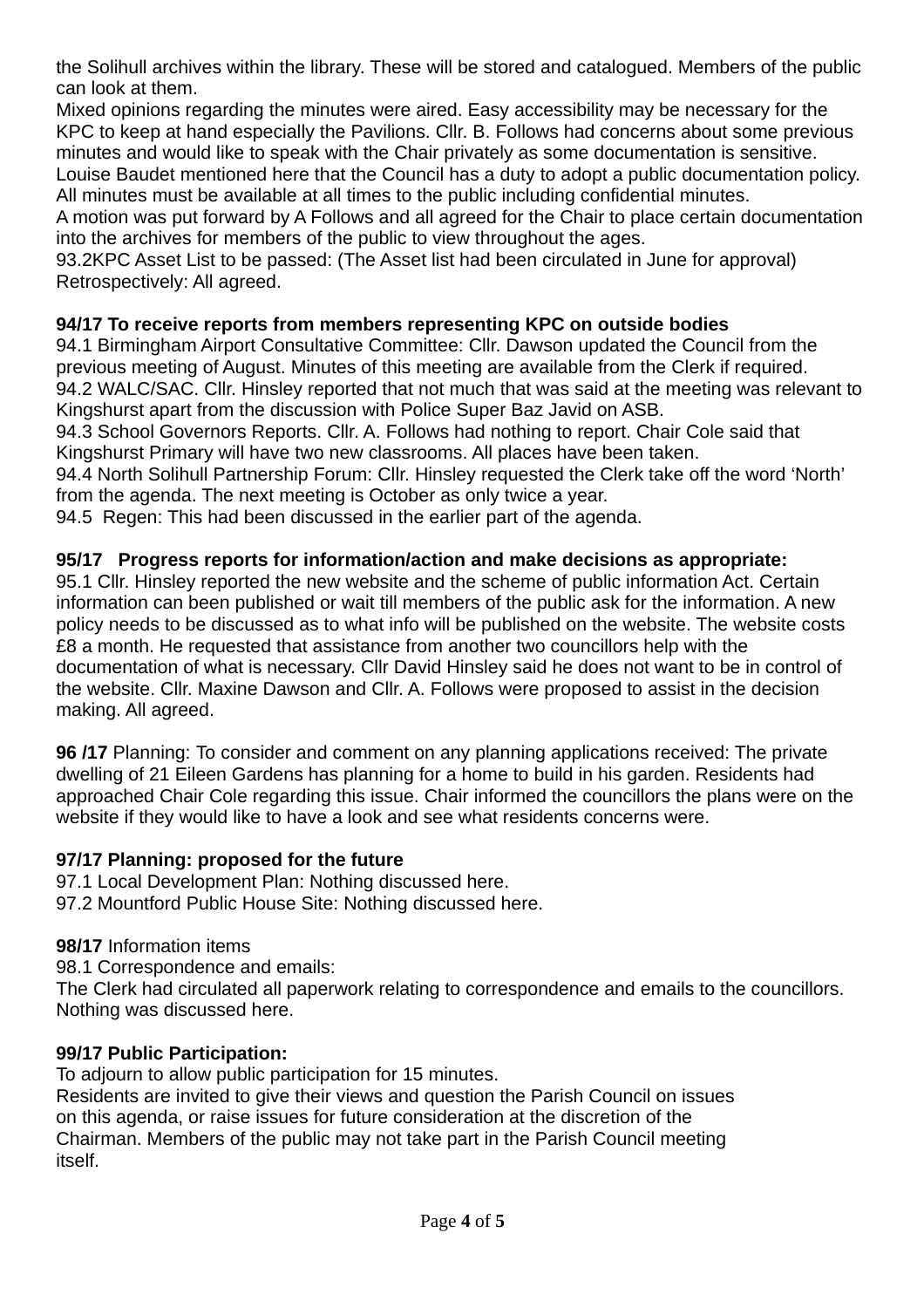the Solihull archives within the library. These will be stored and catalogued. Members of the public can look at them.
Mixed opinions regarding the minutes were aired. Easy accessibility may be necessary for the KPC to keep at hand especially the Pavilions. Cllr. B. Follows had concerns about some previous minutes and would like to speak with the Chair privately as some documentation is sensitive.
Louise Baudet mentioned here that the Council has a duty to adopt a public documentation policy. All minutes must be available at all times to the public including confidential minutes.
A motion was put forward by A Follows and all agreed for the Chair to place certain documentation into the archives for members of the public to view throughout the ages.
93.2KPC Asset List to be passed: (The Asset list had been circulated in June for approval) Retrospectively: All agreed.

**94/17 To receive reports from members representing KPC on outside bodies**
94.1 Birmingham Airport Consultative Committee: Cllr. Dawson updated the Council from the previous meeting of August. Minutes of this meeting are available from the Clerk if required.
94.2 WALC/SAC. Cllr. Hinsley reported that not much that was said at the meeting was relevant to Kingshurst apart from the discussion with Police Super Baz Javid on ASB.
94.3 School Governors Reports. Cllr. A. Follows had nothing to report. Chair Cole said that Kingshurst Primary will have two new classrooms. All places have been taken.
94.4 North Solihull Partnership Forum: Cllr. Hinsley requested the Clerk take off the word 'North' from the agenda. The next meeting is October as only twice a year.
94.5 Regen: This had been discussed in the earlier part of the agenda.

**95/17 Progress reports for information/action and make decisions as appropriate:**
95.1 Cllr. Hinsley reported the new website and the scheme of public information Act. Certain information can been published or wait till members of the public ask for the information. A new policy needs to be discussed as to what info will be published on the website. The website costs £8 a month. He requested that assistance from another two councillors help with the documentation of what is necessary. Cllr David Hinsley said he does not want to be in control of the website. Cllr. Maxine Dawson and Cllr. A. Follows were proposed to assist in the decision making. All agreed.

**96 /17** Planning: To consider and comment on any planning applications received: The private dwelling of 21 Eileen Gardens has planning for a home to build in his garden. Residents had approached Chair Cole regarding this issue. Chair informed the councillors the plans were on the website if they would like to have a look and see what residents concerns were.

**97/17 Planning: proposed for the future**
97.1 Local Development Plan: Nothing discussed here.
97.2 Mountford Public House Site: Nothing discussed here.

**98/17** Information items
98.1 Correspondence and emails:
The Clerk had circulated all paperwork relating to correspondence and emails to the councillors. Nothing was discussed here.

**99/17 Public Participation:**
To adjourn to allow public participation for 15 minutes.
Residents are invited to give their views and question the Parish Council on issues on this agenda, or raise issues for future consideration at the discretion of the Chairman. Members of the public may not take part in the Parish Council meeting itself.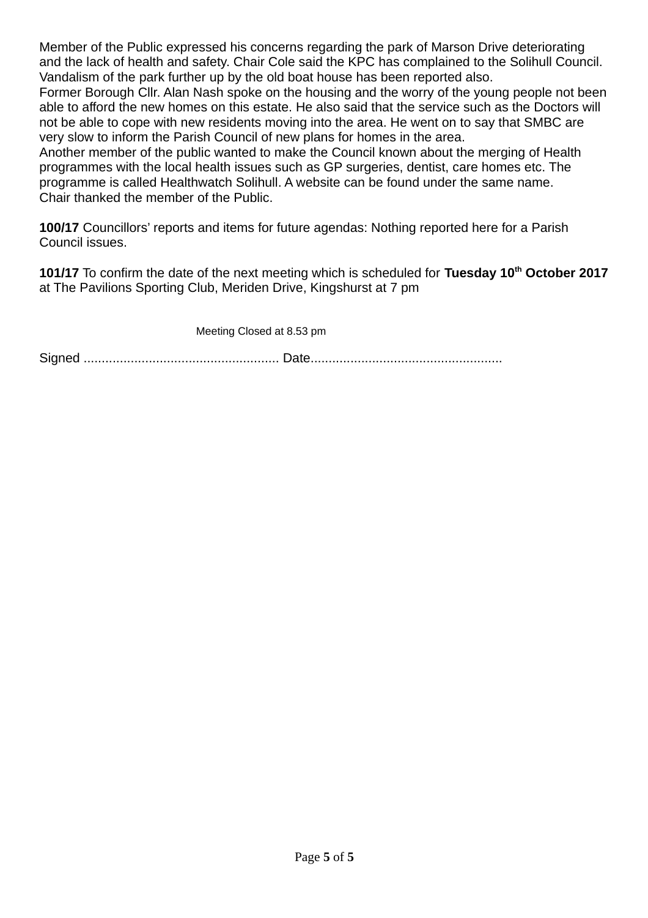Member of the Public expressed his concerns regarding the park of Marson Drive deteriorating and the lack of health and safety. Chair Cole said the KPC has complained to the Solihull Council. Vandalism of the park further up by the old boat house has been reported also.
Former Borough Cllr. Alan Nash spoke on the housing and the worry of the young people not been able to afford the new homes on this estate. He also said that the service such as the Doctors will not be able to cope with new residents moving into the area. He went on to say that SMBC are very slow to inform the Parish Council of new plans for homes in the area.
Another member of the public wanted to make the Council known about the merging of Health programmes with the local health issues such as GP surgeries, dentist, care homes etc. The programme is called Healthwatch Solihull. A website can be found under the same name.
Chair thanked the member of the Public.

**100/17** Councillors' reports and items for future agendas: Nothing reported here for a Parish Council issues.

**101/17** To confirm the date of the next meeting which is scheduled for **Tuesday 10th October 2017** at The Pavilions Sporting Club, Meriden Drive, Kingshurst at 7 pm

Meeting Closed at 8.53 pm

Signed ..................................................... Date....................................................